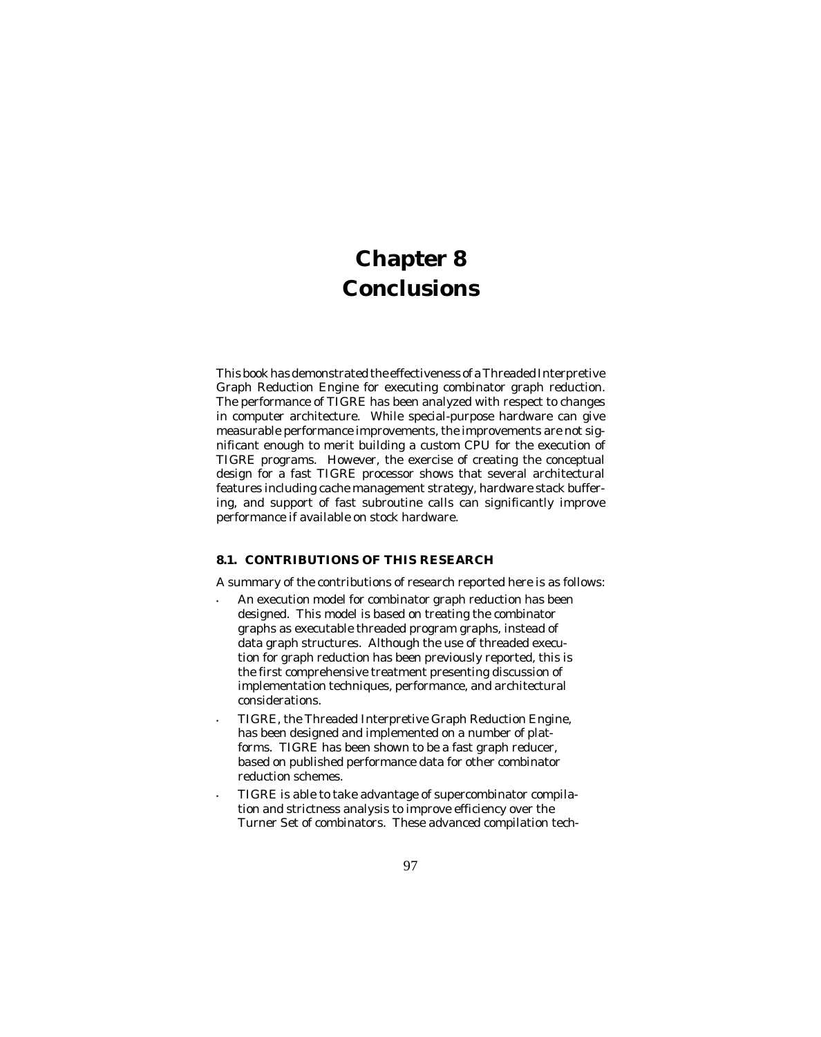# Chapter 8
# Conclusions

This book has demonstrated the effectiveness of a Threaded Interpretive Graph Reduction Engine for executing combinator graph reduction. The performance of TIGRE has been analyzed with respect to changes in computer architecture. While special-purpose hardware can give measurable performance improvements, the improvements are not significant enough to merit building a custom CPU for the execution of TIGRE programs. However, the exercise of creating the conceptual design for a fast TIGRE processor shows that several architectural features including cache management strategy, hardware stack buffering, and support of fast subroutine calls can significantly improve performance if available on stock hardware.

## 8.1. CONTRIBUTIONS OF THIS RESEARCH

A summary of the contributions of research reported here is as follows:

- An execution model for combinator graph reduction has been designed. This model is based on treating the combinator graphs as executable threaded program graphs, instead of data graph structures. Although the use of threaded execution for graph reduction has been previously reported, this is the first comprehensive treatment presenting discussion of implementation techniques, performance, and architectural considerations.
- TIGRE, the Threaded Interpretive Graph Reduction Engine, has been designed and implemented on a number of platforms. TIGRE has been shown to be a fast graph reducer, based on published performance data for other combinator reduction schemes.
- TIGRE is able to take advantage of supercombinator compilation and strictness analysis to improve efficiency over the Turner Set of combinators. These advanced compilation tech-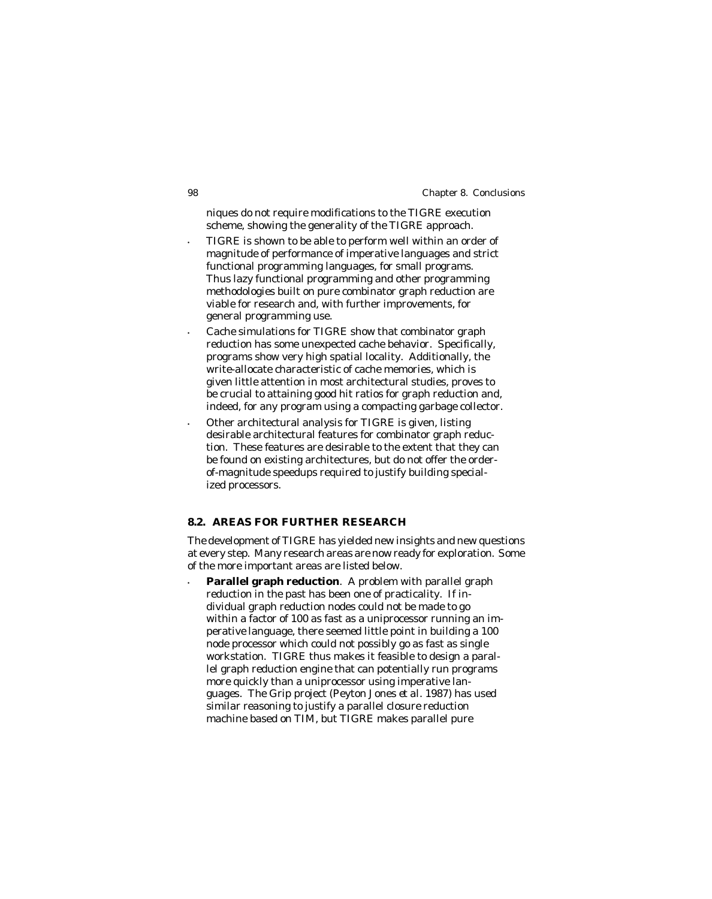niques do not require modifications to the TIGRE execution scheme, showing the generality of the TIGRE approach.

- TIGRE is shown to be able to perform well within an order of magnitude of performance of imperative languages and strict functional programming languages, for small programs. Thus lazy functional programming and other programming methodologies built on pure combinator graph reduction are viable for research and, with further improvements, for general programming use.
- Cache simulations for TIGRE show that combinator graph reduction has some unexpected cache behavior. Specifically, programs show very high spatial locality. Additionally, the write-allocate characteristic of cache memories, which is given little attention in most architectural studies, proves to be crucial to attaining good hit ratios for graph reduction and, indeed, for any program using a compacting garbage collector.
- Other architectural analysis for TIGRE is given, listing desirable architectural features for combinator graph reduction. These features are desirable to the extent that they can be found on existing architectures, but do not offer the order-of-magnitude speedups required to justify building specialized processors.

## 8.2. AREAS FOR FURTHER RESEARCH

The development of TIGRE has yielded new insights and new questions at every step. Many research areas are now ready for exploration. Some of the more important areas are listed below.

- **Parallel graph reduction**. A problem with parallel graph reduction in the past has been one of practicality. If individual graph reduction nodes could not be made to go within a factor of 100 as fast as a uniprocessor running an imperative language, there seemed little point in building a 100 node processor which could not possibly go as fast as single workstation. TIGRE thus makes it feasible to design a parallel graph reduction engine that can potentially run programs more quickly than a uniprocessor using imperative languages. The Grip project (Peyton Jones *et al.* 1987) has used similar reasoning to justify a parallel closure reduction machine based on TIM, but TIGRE makes parallel pure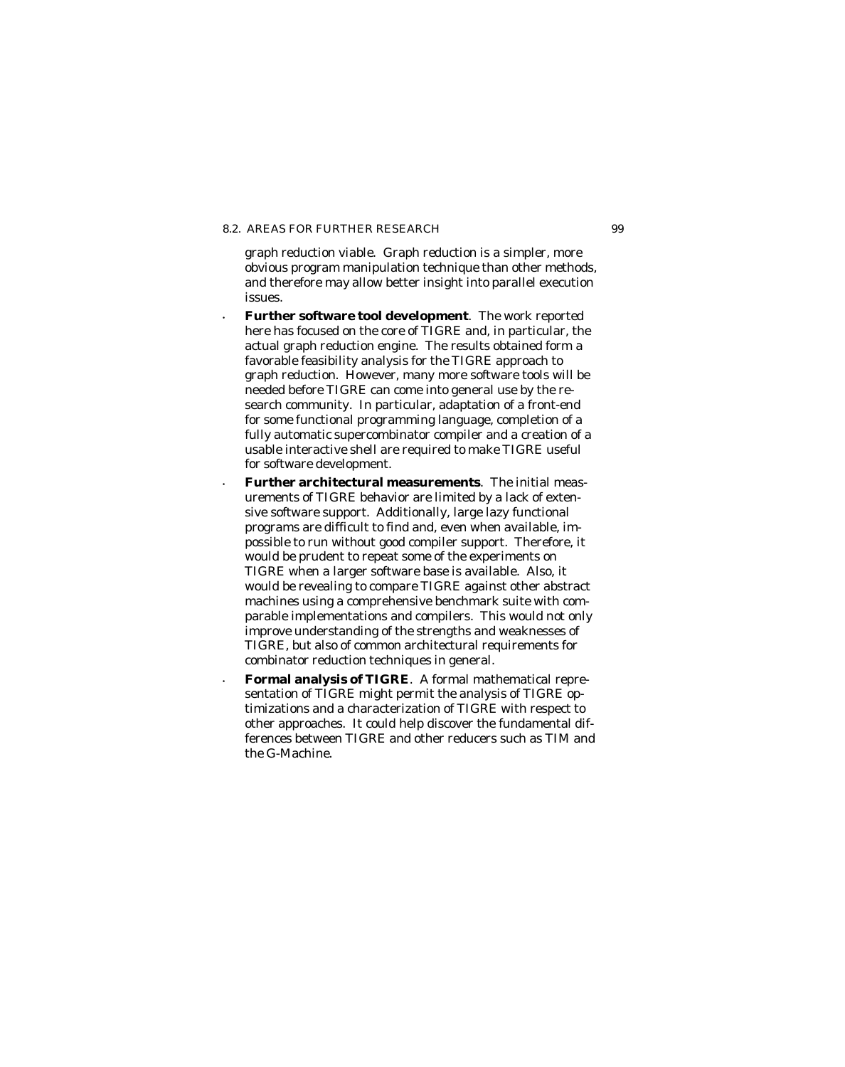graph reduction viable. Graph reduction is a simpler, more obvious program manipulation technique than other methods, and therefore may allow better insight into parallel execution issues.

- **Further software tool development**. The work reported here has focused on the core of TIGRE and, in particular, the actual graph reduction engine. The results obtained form a favorable feasibility analysis for the TIGRE approach to graph reduction. However, many more software tools will be needed before TIGRE can come into general use by the research community. In particular, adaptation of a front-end for some functional programming language, completion of a fully automatic supercombinator compiler and a creation of a usable interactive shell are required to make TIGRE useful for software development.
- **Further architectural measurements**. The initial measurements of TIGRE behavior are limited by a lack of extensive software support. Additionally, large lazy functional programs are difficult to find and, even when available, impossible to run without good compiler support. Therefore, it would be prudent to repeat some of the experiments on TIGRE when a larger software base is available. Also, it would be revealing to compare TIGRE against other abstract machines using a comprehensive benchmark suite with comparable implementations and compilers. This would not only improve understanding of the strengths and weaknesses of TIGRE, but also of common architectural requirements for combinator reduction techniques in general.
- **Formal analysis of TIGRE**. A formal mathematical representation of TIGRE might permit the analysis of TIGRE optimizations and a characterization of TIGRE with respect to other approaches. It could help discover the fundamental differences between TIGRE and other reducers such as TIM and the G-Machine.